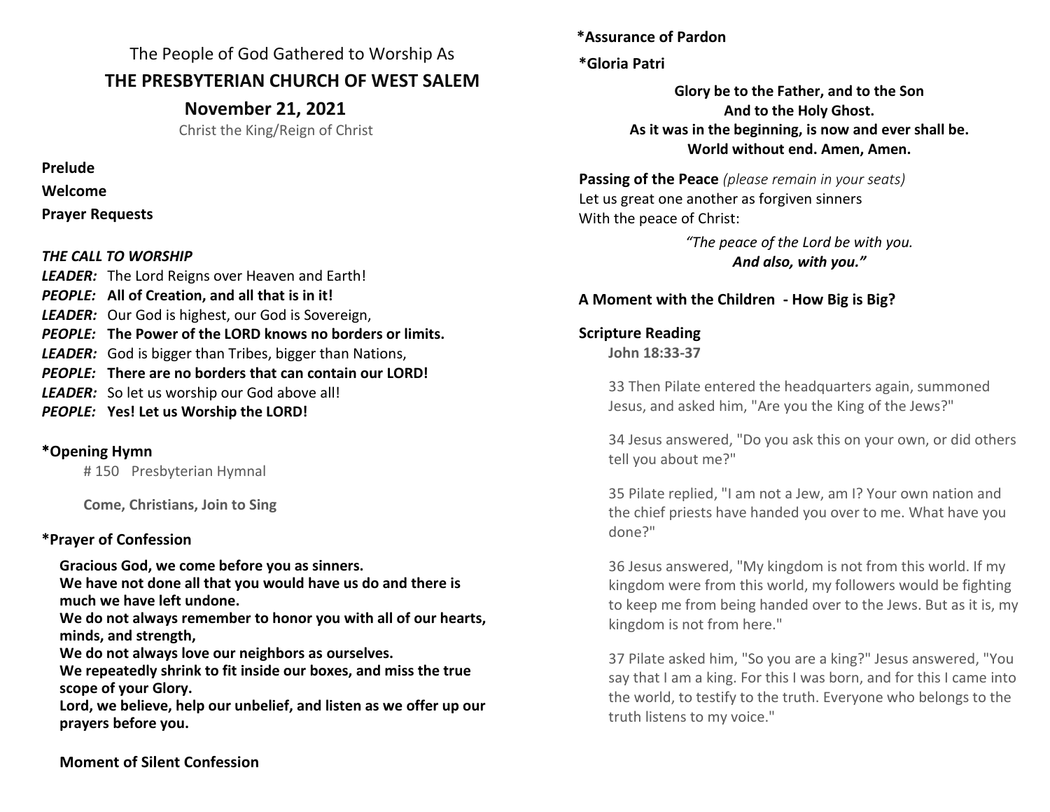The People of God Gathered to Worship As

# THE PRESBYTERIAN CHURCH OF WEST SALEM

## November 21, 2021

Christ the King/Reign of Christ

**Prelude**

**Welcome**

**Prayer Requests**

***THE CALL TO WORSHIP***

***LEADER:*** The Lord Reigns over Heaven and Earth!
***PEOPLE:*** **All of Creation, and all that is in it!**
***LEADER:*** Our God is highest, our God is Sovereign,
***PEOPLE:*** **The Power of the LORD knows no borders or limits.**
***LEADER:*** God is bigger than Tribes, bigger than Nations,
***PEOPLE:*** **There are no borders that can contain our LORD!**
***LEADER:*** So let us worship our God above all!
***PEOPLE:*** **Yes! Let us Worship the LORD!**

**\*Opening Hymn**

# 150 Presbyterian Hymnal

**Come, Christians, Join to Sing**

**\*Prayer of Confession**

**Gracious God, we come before you as sinners.**
**We have not done all that you would have us do and there is much we have left undone.**
**We do not always remember to honor you with all of our hearts, minds, and strength,**
**We do not always love our neighbors as ourselves.**
**We repeatedly shrink to fit inside our boxes, and miss the true scope of your Glory.**
**Lord, we believe, help our unbelief, and listen as we offer up our prayers before you.**

**Moment of Silent Confession**

**\*Assurance of Pardon**

**\*Gloria Patri**

**Glory be to the Father, and to the Son**
**And to the Holy Ghost.**
**As it was in the beginning, is now and ever shall be.**
**World without end. Amen, Amen.**

**Passing of the Peace** *(please remain in your seats)*
Let us great one another as forgiven sinners
With the peace of Christ:

*"The peace of the Lord be with you.*
***And also, with you."***

**A Moment with the Children - How Big is Big?**

**Scripture Reading**

**John 18:33-37**

33 Then Pilate entered the headquarters again, summoned Jesus, and asked him, "Are you the King of the Jews?"

34 Jesus answered, "Do you ask this on your own, or did others tell you about me?"

35 Pilate replied, "I am not a Jew, am I? Your own nation and the chief priests have handed you over to me. What have you done?"

36 Jesus answered, "My kingdom is not from this world. If my kingdom were from this world, my followers would be fighting to keep me from being handed over to the Jews. But as it is, my kingdom is not from here."

37 Pilate asked him, "So you are a king?" Jesus answered, "You say that I am a king. For this I was born, and for this I came into the world, to testify to the truth. Everyone who belongs to the truth listens to my voice."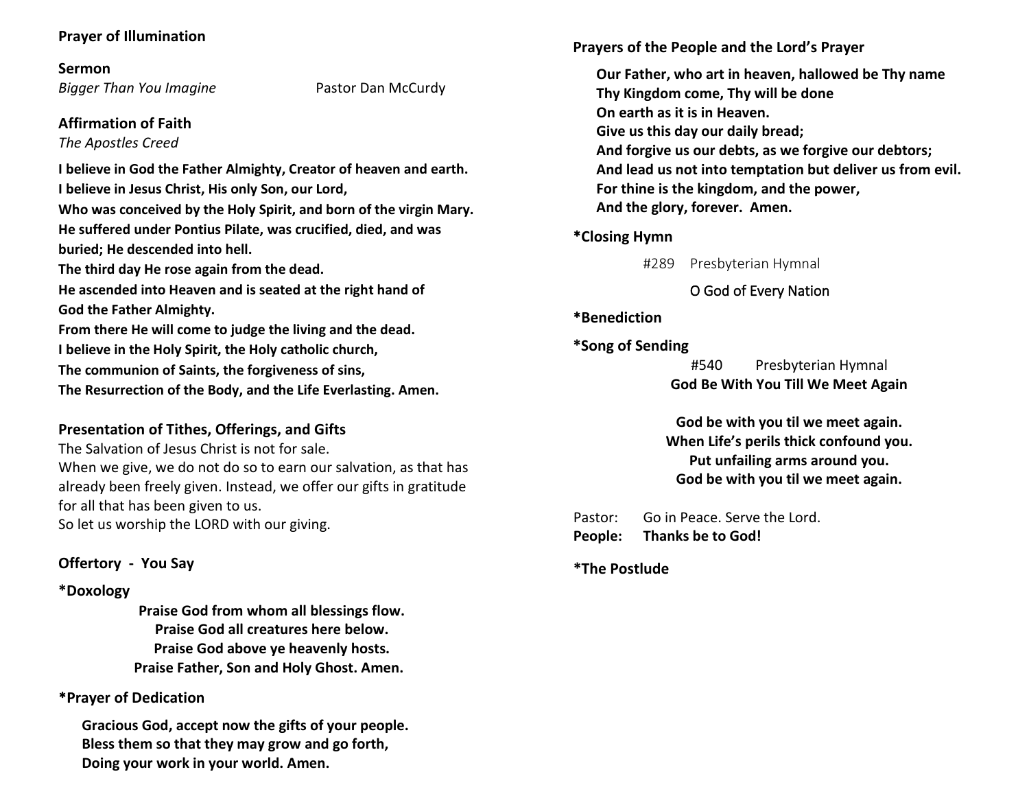**Prayer of Illumination**

**Sermon**

*Bigger Than You Imagine* Pastor Dan McCurdy

**Affirmation of Faith**

*The Apostles Creed*

**I believe in God the Father Almighty, Creator of heaven and earth.**
**I believe in Jesus Christ, His only Son, our Lord,**
**Who was conceived by the Holy Spirit, and born of the virgin Mary.**
**He suffered under Pontius Pilate, was crucified, died, and was buried; He descended into hell.**
**The third day He rose again from the dead.**
**He ascended into Heaven and is seated at the right hand of God the Father Almighty.**
**From there He will come to judge the living and the dead.**
**I believe in the Holy Spirit, the Holy catholic church,**
**The communion of Saints, the forgiveness of sins,**
**The Resurrection of the Body, and the Life Everlasting. Amen.**

**Presentation of Tithes, Offerings, and Gifts**

The Salvation of Jesus Christ is not for sale.
When we give, we do not do so to earn our salvation, as that has already been freely given. Instead, we offer our gifts in gratitude for all that has been given to us.
So let us worship the LORD with our giving.

**Offertory - You Say**

**\*Doxology**

**Praise God from whom all blessings flow.**
**Praise God all creatures here below.**
**Praise God above ye heavenly hosts.**
**Praise Father, Son and Holy Ghost. Amen.**

**\*Prayer of Dedication**

**Gracious God, accept now the gifts of your people.**
**Bless them so that they may grow and go forth,**
**Doing your work in your world. Amen.**

**Prayers of the People and the Lord's Prayer**

**Our Father, who art in heaven, hallowed be Thy name**
**Thy Kingdom come, Thy will be done**
**On earth as it is in Heaven.**
**Give us this day our daily bread;**
**And forgive us our debts, as we forgive our debtors;**
**And lead us not into temptation but deliver us from evil.**
**For thine is the kingdom, and the power,**
**And the glory, forever. Amen.**

**\*Closing Hymn**

#289 Presbyterian Hymnal

O God of Every Nation

**\*Benediction**

**\*Song of Sending**

#540 Presbyterian Hymnal

**God Be With You Till We Meet Again**

**God be with you til we meet again.**
**When Life's perils thick confound you.**
**Put unfailing arms around you.**
**God be with you til we meet again.**

Pastor: Go in Peace. Serve the Lord.
**People: Thanks be to God!**

**\*The Postlude**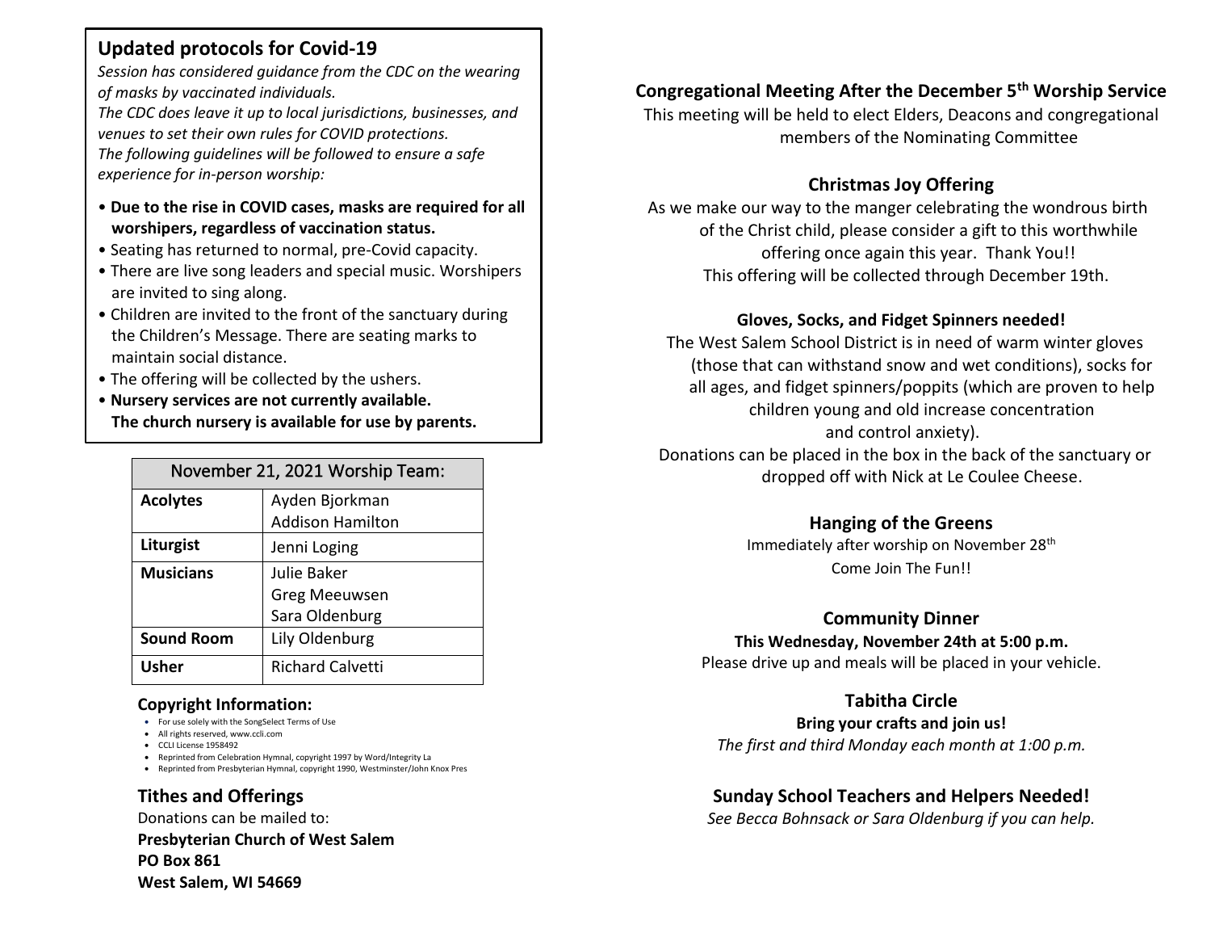## Updated protocols for Covid-19

*Session has considered guidance from the CDC on the wearing of masks by vaccinated individuals.*
*The CDC does leave it up to local jurisdictions, businesses, and venues to set their own rules for COVID protections.*
*The following guidelines will be followed to ensure a safe experience for in-person worship:*

- **Due to the rise in COVID cases, masks are required for all worshipers, regardless of vaccination status.**
- Seating has returned to normal, pre-Covid capacity.
- There are live song leaders and special music. Worshipers are invited to sing along.
- Children are invited to the front of the sanctuary during the Children's Message. There are seating marks to maintain social distance.
- The offering will be collected by the ushers.
- **Nursery services are not currently available. The church nursery is available for use by parents.**

| November 21, 2021 Worship Team: | |
|---|---|
| **Acolytes** | Ayden Bjorkman<br>Addison Hamilton |
| **Liturgist** | Jenni Loging |
| **Musicians** | Julie Baker<br>Greg Meeuwsen<br>Sara Oldenburg |
| **Sound Room** | Lily Oldenburg |
| **Usher** | Richard Calvetti |

### Copyright Information:

- For use solely with the SongSelect Terms of Use
- All rights reserved, www.ccli.com
- CCLI License 1958492
- Reprinted from Celebration Hymnal, copyright 1997 by Word/Integrity La
- Reprinted from Presbyterian Hymnal, copyright 1990, Westminster/John Knox Pres

## Tithes and Offerings

Donations can be mailed to:
**Presbyterian Church of West Salem**
**PO Box 861**
**West Salem, WI 54669**

### Congregational Meeting After the December 5th Worship Service

This meeting will be held to elect Elders, Deacons and congregational members of the Nominating Committee

### Christmas Joy Offering

As we make our way to the manger celebrating the wondrous birth of the Christ child, please consider a gift to this worthwhile offering once again this year. Thank You!!
This offering will be collected through December 19th.

**Gloves, Socks, and Fidget Spinners needed!**

The West Salem School District is in need of warm winter gloves (those that can withstand snow and wet conditions), socks for all ages, and fidget spinners/poppits (which are proven to help children young and old increase concentration and control anxiety).
Donations can be placed in the box in the back of the sanctuary or dropped off with Nick at Le Coulee Cheese.

### Hanging of the Greens

Immediately after worship on November 28th
Come Join The Fun!!

### Community Dinner

**This Wednesday, November 24th at 5:00 p.m.**
Please drive up and meals will be placed in your vehicle.

### Tabitha Circle

**Bring your crafts and join us!**
*The first and third Monday each month at 1:00 p.m.*

### Sunday School Teachers and Helpers Needed!

*See Becca Bohnsack or Sara Oldenburg if you can help.*